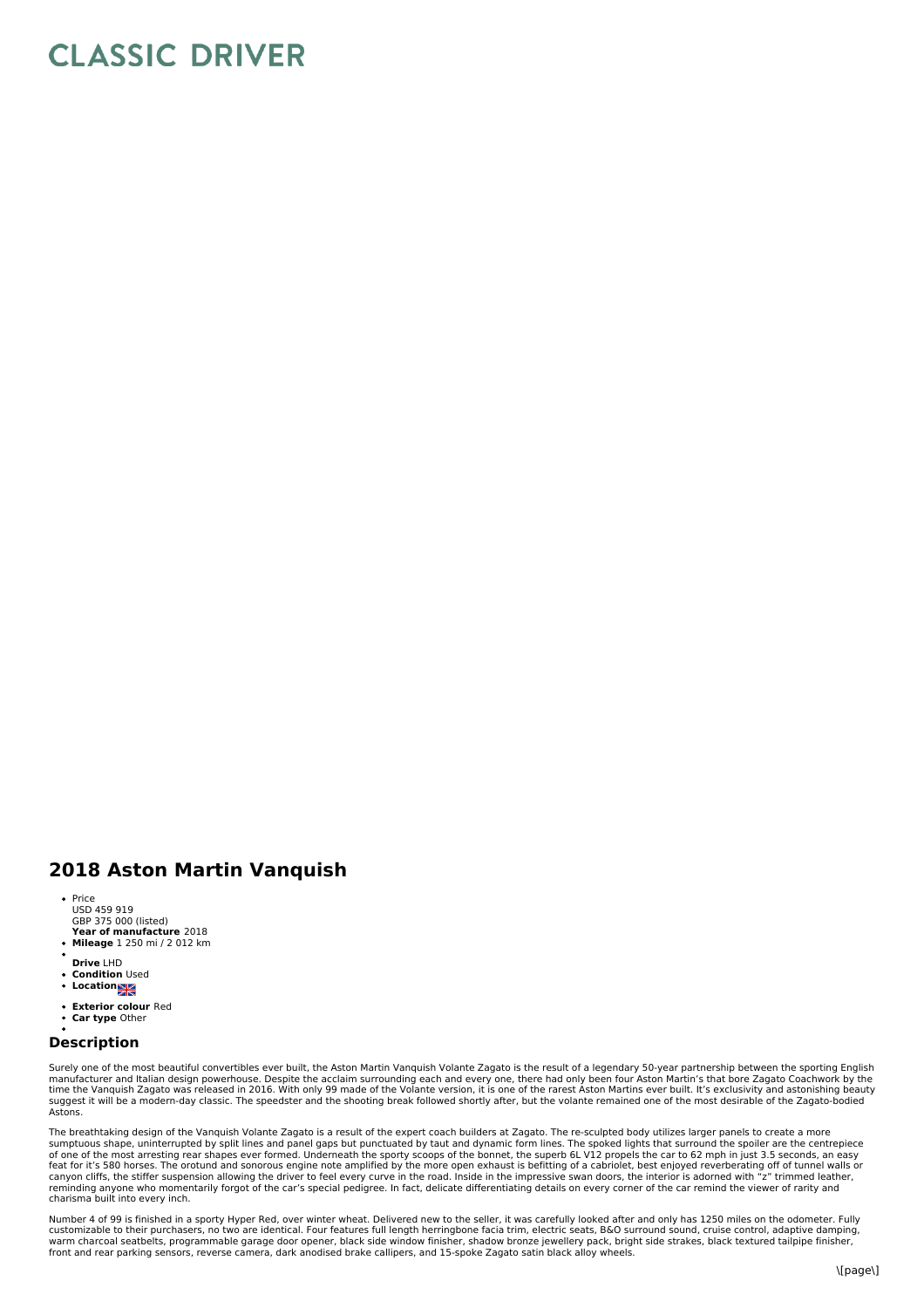# CLASSIC DRIVER

## 2018 Aston Martin Vanquish

- Price
  USD 459 919
  GBP 375 000 (listed)
  **Year of manufacture** 2018
- **Mileage** 1 250 mi / 2 012 km
- 
  **Drive** LHD
- **Condition** Used
- **Location**
- **Exterior colour** Red
- **Car type** Other
- 

## Description

Surely one of the most beautiful convertibles ever built, the Aston Martin Vanquish Volante Zagato is the result of a legendary 50-year partnership between the sporting English manufacturer and Italian design powerhouse. Despite the acclaim surrounding each and every one, there had only been four Aston Martin's that bore Zagato Coachwork by the time the Vanquish Zagato was released in 2016. With only 99 made of the Volante version, it is one of the rarest Aston Martins ever built. It's exclusivity and astonishing beauty suggest it will be a modern-day classic. The speedster and the shooting break followed shortly after, but the volante remained one of the most desirable of the Zagato-bodied Astons.

The breathtaking design of the Vanquish Volante Zagato is a result of the expert coach builders at Zagato. The re-sculpted body utilizes larger panels to create a more sumptuous shape, uninterrupted by split lines and panel gaps but punctuated by taut and dynamic form lines. The spoked lights that surround the spoiler are the centrepiece of one of the most arresting rear shapes ever formed. Underneath the sporty scoops of the bonnet, the superb 6L V12 propels the car to 62 mph in just 3.5 seconds, an easy feat for it's 580 horses. The orotund and sonorous engine note amplified by the more open exhaust is befitting of a cabriolet, best enjoyed reverberating off of tunnel walls or canyon cliffs, the stiffer suspension allowing the driver to feel every curve in the road. Inside in the impressive swan doors, the interior is adorned with "z" trimmed leather, reminding anyone who momentarily forgot of the car's special pedigree. In fact, delicate differentiating details on every corner of the car remind the viewer of rarity and charisma built into every inch.

Number 4 of 99 is finished in a sporty Hyper Red, over winter wheat. Delivered new to the seller, it was carefully looked after and only has 1250 miles on the odometer. Fully customizable to their purchasers, no two are identical. Four features full length herringbone facia trim, electric seats, B&O surround sound, cruise control, adaptive damping, warm charcoal seatbelts, programmable garage door opener, black side window finisher, shadow bronze jewellery pack, bright side strakes, black textured tailpipe finisher, front and rear parking sensors, reverse camera, dark anodised brake callipers, and 15-spoke Zagato satin black alloy wheels.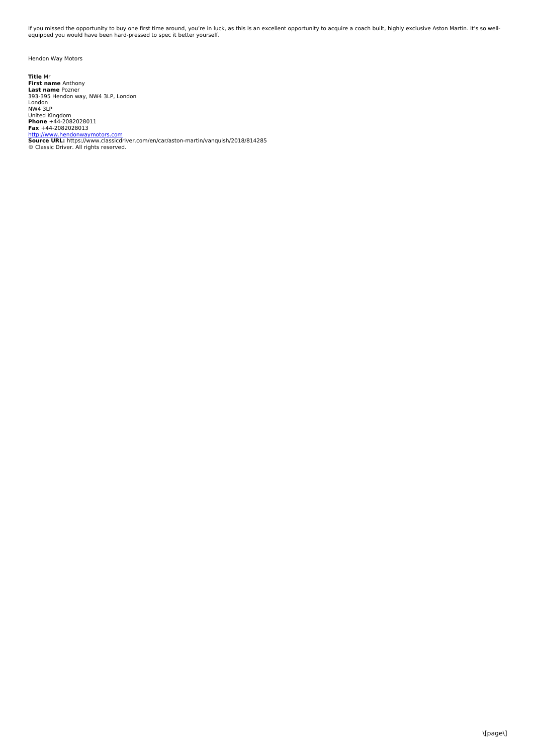If you missed the opportunity to buy one first time around, you're in luck, as this is an excellent opportunity to acquire a coach built, highly exclusive Aston Martin. It's so well-equipped you would have been hard-pressed to spec it better yourself.

Hendon Way Motors

**Title** Mr
**First name** Anthony
**Last name** Pozner
393-395 Hendon way, NW4 3LP, London
London
NW4 3LP
United Kingdom
**Phone** +44-2082028011
**Fax** +44-2082028013
[http://www.hendonwaymotors.com](http://www.hendonwaymotors.com)
**Source URL:** https://www.classicdriver.com/en/car/aston-martin/vanquish/2018/814285
© Classic Driver. All rights reserved.